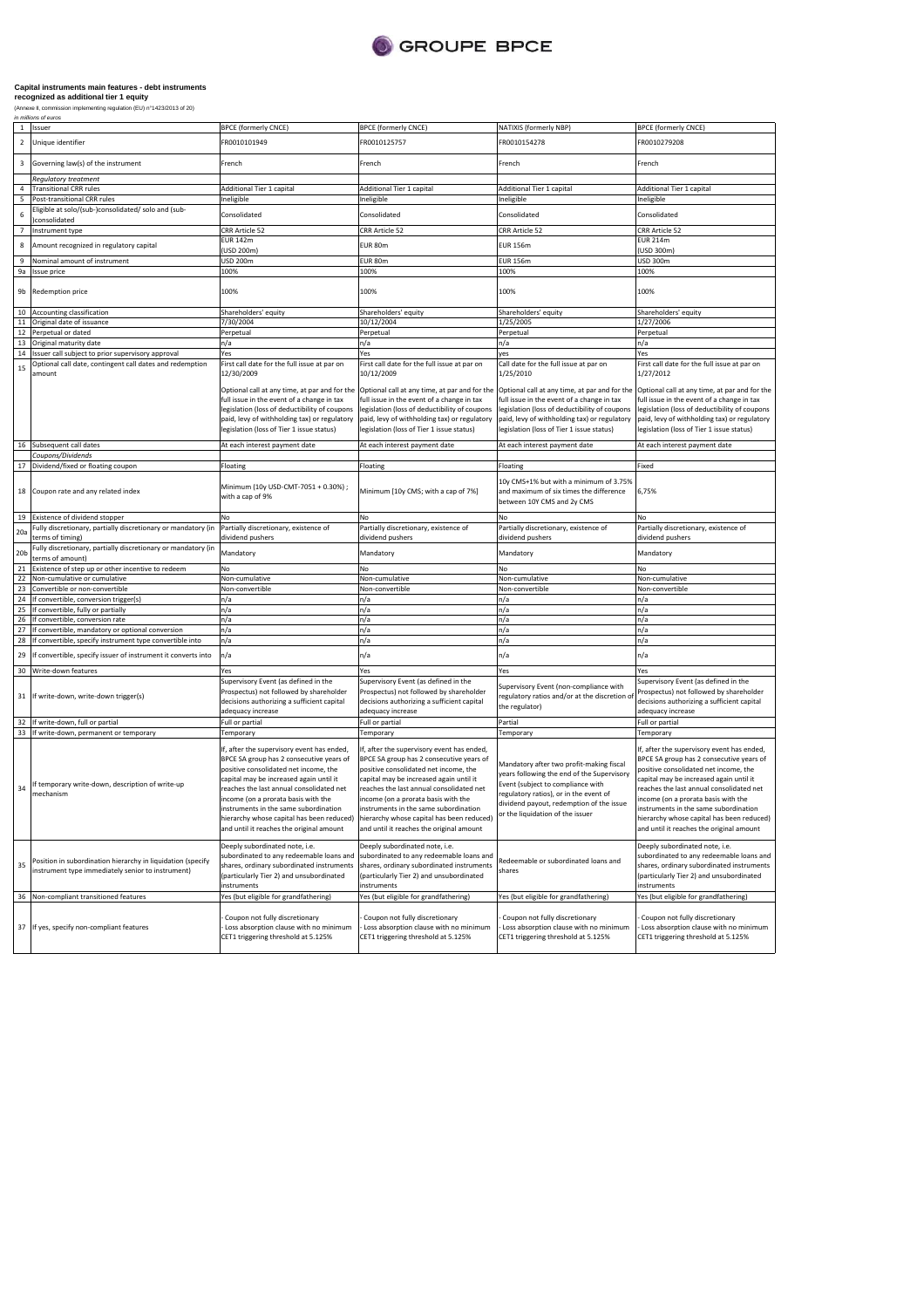GROUPE BPCE

**Capital instruments main features - debt instruments recognized as additional tier 1 equity**

(Annexe II, commission implementing regulation (EU) n°1423/2013 of 20)

*in millions of euros*

| | | | | | |
|---|---|---|---|---|---|
| 1 | Issuer | BPCE (formerly CNCE) | BPCE (formerly CNCE) | NATIXIS (formerly NBP) | BPCE (formerly CNCE) |
| 2 | Unique identifier | FR0010101949 | FR0010125757 | FR0010154278 | FR0010279208 |
| 3 | Governing law(s) of the instrument | French | French | French | French |
| | *Regulatory treatment* | | | | |
| 4 | Transitional CRR rules | Additional Tier 1 capital | Additional Tier 1 capital | Additional Tier 1 capital | Additional Tier 1 capital |
| 5 | Post-transitional CRR rules | Ineligible | Ineligible | Ineligible | Ineligible |
| 6 | Eligible at solo/(sub-)consolidated/ solo and (sub-)consolidated | Consolidated | Consolidated | Consolidated | Consolidated |
| 7 | Instrument type | CRR Article 52 | CRR Article 52 | CRR Article 52 | CRR Article 52 |
| 8 | Amount recognized in regulatory capital | EUR 142m (USD 200m) | EUR 80m | EUR 156m | EUR 214m (USD 300m) |
| 9 | Nominal amount of instrument | USD 200m | EUR 80m | EUR 156m | USD 300m |
| 9a | Issue price | 100% | 100% | 100% | 100% |
| 9b | Redemption price | 100% | 100% | 100% | 100% |
| 10 | Accounting classification | Shareholders' equity | Shareholders' equity | Shareholders' equity | Shareholders' equity |
| 11 | Original date of issuance | 7/30/2004 | 10/12/2004 | 1/25/2005 | 1/27/2006 |
| 12 | Perpetual or dated | Perpetual | Perpetual | Perpetual | Perpetual |
| 13 | Original maturity date | n/a | n/a | n/a | n/a |
| 14 | Issuer call subject to prior supervisory approval | Yes | Yes | yes | Yes |
| 15 | Optional call date, contingent call dates and redemption amount | First call date for the full issue at par on 12/30/2009<br><br>Optional call at any time, at par and for the full issue in the event of a change in tax legislation (loss of deductibility of coupons paid, levy of withholding tax) or regulatory legislation (loss of Tier 1 issue status) | First call date for the full issue at par on 10/12/2009<br><br>Optional call at any time, at par and for the full issue in the event of a change in tax legislation (loss of deductibility of coupons paid, levy of withholding tax) or regulatory legislation (loss of Tier 1 issue status) | Call date for the full issue at par on 1/25/2010<br><br>Optional call at any time, at par and for the full issue in the event of a change in tax legislation (loss of deductibility of coupons paid, levy of withholding tax) or regulatory legislation (loss of Tier 1 issue status) | First call date for the full issue at par on 1/27/2012<br><br>Optional call at any time, at par and for the full issue in the event of a change in tax legislation (loss of deductibility of coupons paid, levy of withholding tax) or regulatory legislation (loss of Tier 1 issue status) |
| 16 | Subsequent call dates | At each interest payment date | At each interest payment date | At each interest payment date | At each interest payment date |
| | *Coupons/Dividends* | | | | |
| 17 | Dividend/fixed or floating coupon | Floating | Floating | Floating | Fixed |
| 18 | Coupon rate and any related index | Minimum (10y USD-CMT-7051 + 0.30%) ; with a cap of 9% | Minimum [10y CMS; with a cap of 7%] | 10y CMS+1% but with a minimum of 3.75% and maximum of six times the difference between 10Y CMS and 2y CMS | 6,75% |
| 19 | Existence of dividend stopper | No | No | No | No |
| 20a | Fully discretionary, partially discretionary or mandatory (in terms of timing) | Partially discretionary, existence of dividend pushers | Partially discretionary, existence of dividend pushers | Partially discretionary, existence of dividend pushers | Partially discretionary, existence of dividend pushers |
| 20b | Fully discretionary, partially discretionary or mandatory (in terms of amount) | Mandatory | Mandatory | Mandatory | Mandatory |
| 21 | Existence of step up or other incentive to redeem | No | No | No | No |
| 22 | Non-cumulative or cumulative | Non-cumulative | Non-cumulative | Non-cumulative | Non-cumulative |
| 23 | Convertible or non-convertible | Non-convertible | Non-convertible | Non-convertible | Non-convertible |
| 24 | If convertible, conversion trigger(s) | n/a | n/a | n/a | n/a |
| 25 | If convertible, fully or partially | n/a | n/a | n/a | n/a |
| 26 | If convertible, conversion rate | n/a | n/a | n/a | n/a |
| 27 | If convertible, mandatory or optional conversion | n/a | n/a | n/a | n/a |
| 28 | If convertible, specify instrument type convertible into | n/a | n/a | n/a | n/a |
| 29 | If convertible, specify issuer of instrument it converts into | n/a | n/a | n/a | n/a |
| 30 | Write-down features | Yes | Yes | Yes | Yes |
| 31 | If write-down, write-down trigger(s) | Supervisory Event (as defined in the Prospectus) not followed by shareholder decisions authorizing a sufficient capital adequacy increase | Supervisory Event (as defined in the Prospectus) not followed by shareholder decisions authorizing a sufficient capital adequacy increase | Supervisory Event (non-compliance with regulatory ratios and/or at the discretion of the regulator) | Supervisory Event (as defined in the Prospectus) not followed by shareholder decisions authorizing a sufficient capital adequacy increase |
| 32 | If write-down, full or partial | Full or partial | Full or partial | Partial | Full or partial |
| 33 | If write-down, permanent or temporary | Temporary | Temporary | Temporary | Temporary |
| 34 | If temporary write-down, description of write-up mechanism | If, after the supervisory event has ended, BPCE SA group has 2 consecutive years of positive consolidated net income, the capital may be increased again until it reaches the last annual consolidated net income (on a prorata basis with the instruments in the same subordination hierarchy whose capital has been reduced) and until it reaches the original amount | If, after the supervisory event has ended, BPCE SA group has 2 consecutive years of positive consolidated net income, the capital may be increased again until it reaches the last annual consolidated net income (on a prorata basis with the instruments in the same subordination hierarchy whose capital has been reduced) and until it reaches the original amount | Mandatory after two profit-making fiscal years following the end of the Supervisory Event (subject to compliance with regulatory ratios), or in the event of dividend payout, redemption of the issue or the liquidation of the issuer | If, after the supervisory event has ended, BPCE SA group has 2 consecutive years of positive consolidated net income, the capital may be increased again until it reaches the last annual consolidated net income (on a prorata basis with the instruments in the same subordination hierarchy whose capital has been reduced) and until it reaches the original amount |
| 35 | Position in subordination hierarchy in liquidation (specify instrument type immediately senior to instrument) | Deeply subordinated note, i.e. subordinated to any redeemable loans and shares, ordinary subordinated instruments (particularly Tier 2) and unsubordinated instruments | Deeply subordinated note, i.e. subordinated to any redeemable loans and shares, ordinary subordinated instruments (particularly Tier 2) and unsubordinated instruments | Redeemable or subordinated loans and shares | Deeply subordinated note, i.e. subordinated to any redeemable loans and shares, ordinary subordinated instruments (particularly Tier 2) and unsubordinated instruments |
| 36 | Non-compliant transitioned features | Yes (but eligible for grandfathering) | Yes (but eligible for grandfathering) | Yes (but eligible for grandfathering) | Yes (but eligible for grandfathering) |
| 37 | If yes, specify non-compliant features | - Coupon not fully discretionary<br>- Loss absorption clause with no minimum CET1 triggering threshold at 5.125% | - Coupon not fully discretionary<br>- Loss absorption clause with no minimum CET1 triggering threshold at 5.125% | - Coupon not fully discretionary<br>- Loss absorption clause with no minimum CET1 triggering threshold at 5.125% | - Coupon not fully discretionary<br>- Loss absorption clause with no minimum CET1 triggering threshold at 5.125% |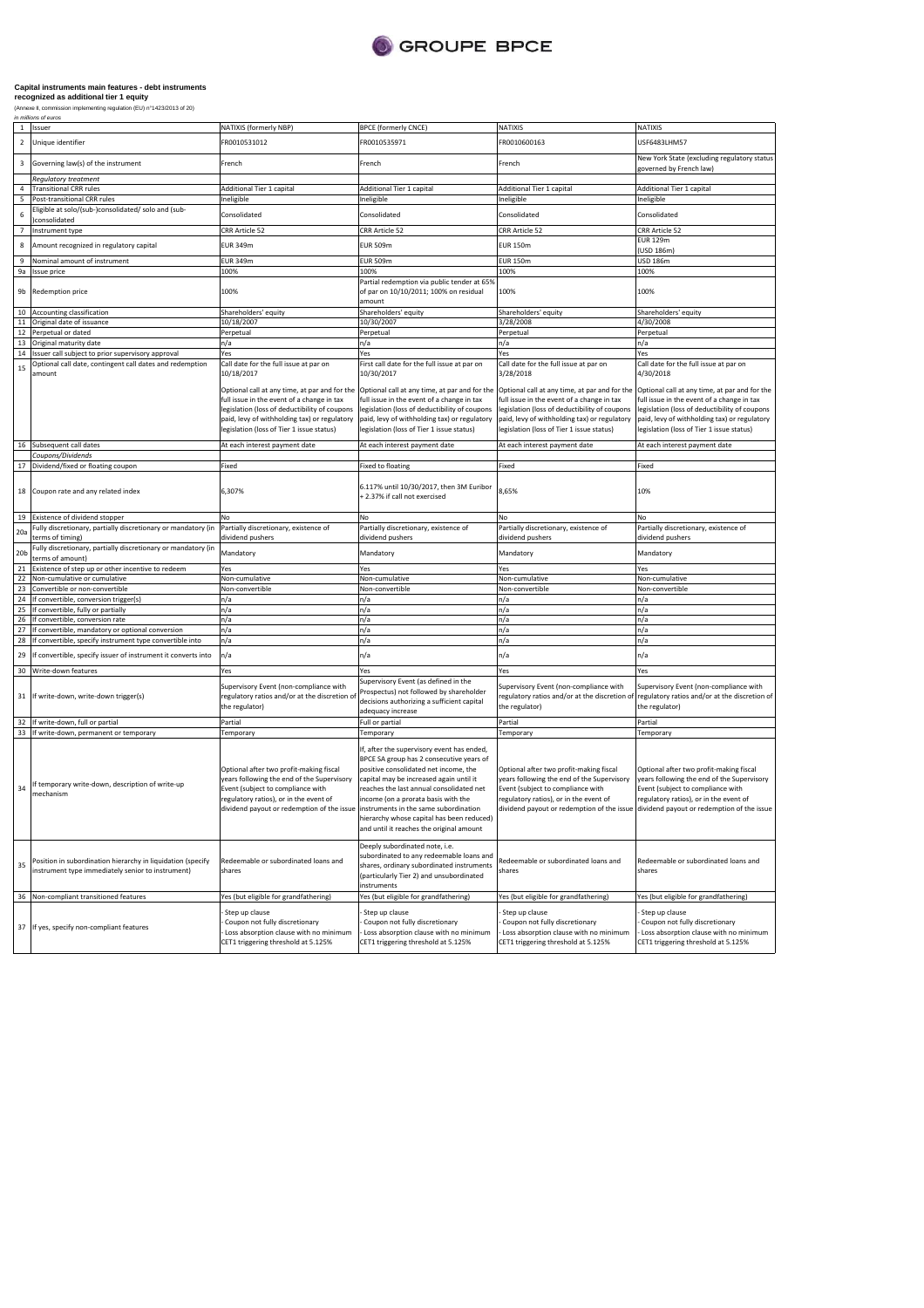**Capital instruments main features - debt instruments recognized as additional tier 1 equity**

(Annexe II, commission implementing regulation (EU) n°1423/2013 of 20)

*in millions of euros*

| | | | | | |
|---|---|---|---|---|---|
| 1 | Issuer | NATIXIS (formerly NBP) | BPCE (formerly CNCE) | NATIXIS | NATIXIS |
| 2 | Unique identifier | FR0010531012 | FR0010535971 | FR0010600163 | USF6483LHM57 |
| 3 | Governing law(s) of the instrument | French | French | French | New York State (excluding regulatory status governed by French law) |
| | *Regulatory treatment* | | | | |
| 4 | Transitional CRR rules | Additional Tier 1 capital | Additional Tier 1 capital | Additional Tier 1 capital | Additional Tier 1 capital |
| 5 | Post-transitional CRR rules | Ineligible | Ineligible | Ineligible | Ineligible |
| 6 | Eligible at solo/(sub-)consolidated/ solo and (sub-)consolidated | Consolidated | Consolidated | Consolidated | Consolidated |
| 7 | Instrument type | CRR Article 52 | CRR Article 52 | CRR Article 52 | CRR Article 52 |
| 8 | Amount recognized in regulatory capital | EUR 349m | EUR 509m | EUR 150m | EUR 129m (USD 186m) |
| 9 | Nominal amount of instrument | EUR 349m | EUR 509m | EUR 150m | USD 186m |
| 9a | Issue price | 100% | 100% | 100% | 100% |
| 9b | Redemption price | 100% | Partial redemption via public tender at 65% of par on 10/10/2011; 100% on residual amount | 100% | 100% |
| 10 | Accounting classification | Shareholders' equity | Shareholders' equity | Shareholders' equity | Shareholders' equity |
| 11 | Original date of issuance | 10/18/2007 | 10/30/2007 | 3/28/2008 | 4/30/2008 |
| 12 | Perpetual or dated | Perpetual | Perpetual | Perpetual | Perpetual |
| 13 | Original maturity date | n/a | n/a | n/a | n/a |
| 14 | Issuer call subject to prior supervisory approval | Yes | Yes | Yes | Yes |
| 15 | Optional call date, contingent call dates and redemption amount | Call date for the full issue at par on 10/18/2017<br><br>Optional call at any time, at par and for the full issue in the event of a change in tax legislation (loss of deductibility of coupons paid, levy of withholding tax) or regulatory legislation (loss of Tier 1 issue status) | First call date for the full issue at par on 10/30/2017<br><br>Optional call at any time, at par and for the full issue in the event of a change in tax legislation (loss of deductibility of coupons paid, levy of withholding tax) or regulatory legislation (loss of Tier 1 issue status) | Call date for the full issue at par on 3/28/2018<br><br>Optional call at any time, at par and for the full issue in the event of a change in tax legislation (loss of deductibility of coupons paid, levy of withholding tax) or regulatory legislation (loss of Tier 1 issue status) | Call date for the full issue at par on 4/30/2018<br><br>Optional call at any time, at par and for the full issue in the event of a change in tax legislation (loss of deductibility of coupons paid, levy of withholding tax) or regulatory legislation (loss of Tier 1 issue status) |
| 16 | Subsequent call dates | At each interest payment date | At each interest payment date | At each interest payment date | At each interest payment date |
| | *Coupons/Dividends* | | | | |
| 17 | Dividend/fixed or floating coupon | Fixed | Fixed to floating | Fixed | Fixed |
| 18 | Coupon rate and any related index | 6,307% | 6.117% until 10/30/2017, then 3M Euribor + 2.37% if call not exercised | 8,65% | 10% |
| 19 | Existence of dividend stopper | No | No | No | No |
| 20a | Fully discretionary, partially discretionary or mandatory (in terms of timing) | Partially discretionary, existence of dividend pushers | Partially discretionary, existence of dividend pushers | Partially discretionary, existence of dividend pushers | Partially discretionary, existence of dividend pushers |
| 20b | Fully discretionary, partially discretionary or mandatory (in terms of amount) | Mandatory | Mandatory | Mandatory | Mandatory |
| 21 | Existence of step up or other incentive to redeem | Yes | Yes | Yes | Yes |
| 22 | Non-cumulative or cumulative | Non-cumulative | Non-cumulative | Non-cumulative | Non-cumulative |
| 23 | Convertible or non-convertible | Non-convertible | Non-convertible | Non-convertible | Non-convertible |
| 24 | If convertible, conversion trigger(s) | n/a | n/a | n/a | n/a |
| 25 | If convertible, fully or partially | n/a | n/a | n/a | n/a |
| 26 | If convertible, conversion rate | n/a | n/a | n/a | n/a |
| 27 | If convertible, mandatory or optional conversion | n/a | n/a | n/a | n/a |
| 28 | If convertible, specify instrument type convertible into | n/a | n/a | n/a | n/a |
| 29 | If convertible, specify issuer of instrument it converts into | n/a | n/a | n/a | n/a |
| 30 | Write-down features | Yes | Yes | Yes | Yes |
| 31 | If write-down, write-down trigger(s) | Supervisory Event (non-compliance with regulatory ratios and/or at the discretion of the regulator) | Supervisory Event (as defined in the Prospectus) not followed by shareholder decisions authorizing a sufficient capital adequacy increase | Supervisory Event (non-compliance with regulatory ratios and/or at the discretion of the regulator) | Supervisory Event (non-compliance with regulatory ratios and/or at the discretion of the regulator) |
| 32 | If write-down, full or partial | Partial | Full or partial | Partial | Partial |
| 33 | If write-down, permanent or temporary | Temporary | Temporary | Temporary | Temporary |
| 34 | If temporary write-down, description of write-up mechanism | Optional after two profit-making fiscal years following the end of the Supervisory Event (subject to compliance with regulatory ratios), or in the event of dividend payout or redemption of the issue | If, after the supervisory event has ended, BPCE SA group has 2 consecutive years of positive consolidated net income, the capital may be increased again until it reaches the last annual consolidated net income (on a prorata basis with the instruments in the same subordination hierarchy whose capital has been reduced) and until it reaches the original amount | Optional after two profit-making fiscal years following the end of the Supervisory Event (subject to compliance with regulatory ratios), or in the event of dividend payout or redemption of the issue | Optional after two profit-making fiscal years following the end of the Supervisory Event (subject to compliance with regulatory ratios), or in the event of dividend payout or redemption of the issue |
| 35 | Position in subordination hierarchy in liquidation (specify instrument type immediately senior to instrument) | Redeemable or subordinated loans and shares | Deeply subordinated note, i.e. subordinated to any redeemable loans and shares, ordinary subordinated instruments (particularly Tier 2) and unsubordinated instruments | Redeemable or subordinated loans and shares | Redeemable or subordinated loans and shares |
| 36 | Non-compliant transitioned features | Yes (but eligible for grandfathering) | Yes (but eligible for grandfathering) | Yes (but eligible for grandfathering) | Yes (but eligible for grandfathering) |
| 37 | If yes, specify non-compliant features | - Step up clause<br>- Coupon not fully discretionary<br>- Loss absorption clause with no minimum CET1 triggering threshold at 5.125% | - Step up clause<br>- Coupon not fully discretionary<br>- Loss absorption clause with no minimum CET1 triggering threshold at 5.125% | - Step up clause<br>- Coupon not fully discretionary<br>- Loss absorption clause with no minimum CET1 triggering threshold at 5.125% | - Step up clause<br>- Coupon not fully discretionary<br>- Loss absorption clause with no minimum CET1 triggering threshold at 5.125% |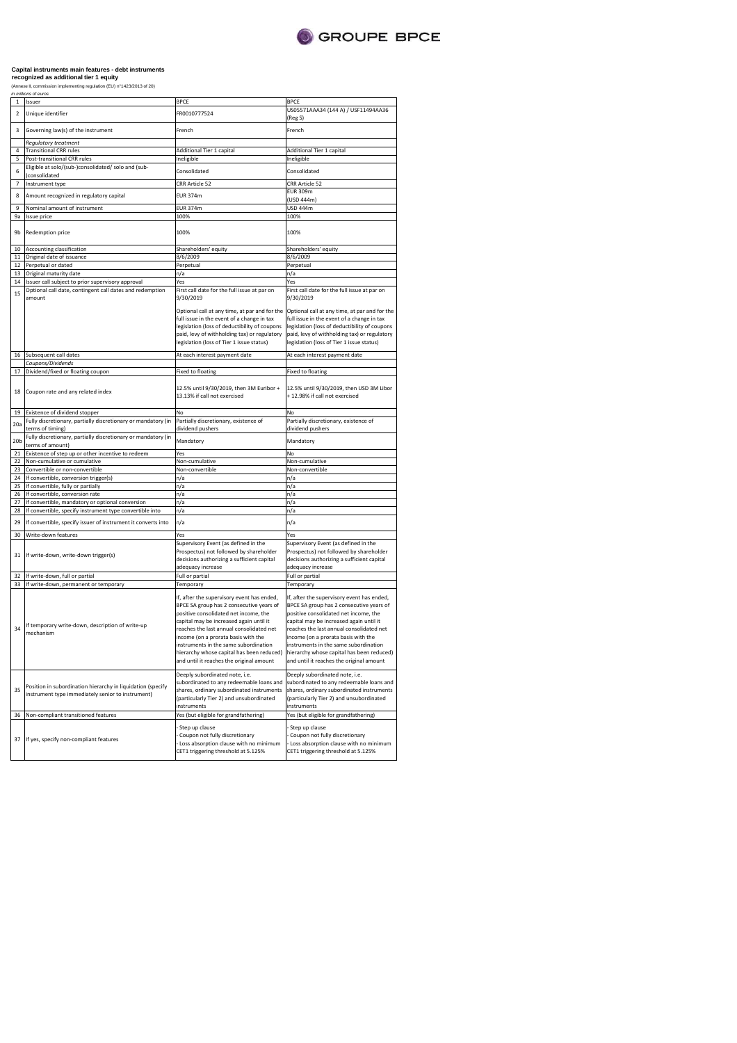## Capital instruments main features - debt instruments recognized as additional tier 1 equity

(Annexe II, commission implementing regulation (EU) n°1423/2013 of 20)

*in millions of euros*

| | | | |
|---|---|---|---|
| 1 | Issuer | BPCE | BPCE |
| 2 | Unique identifier | FR0010777524 | US05571AAA34 (144 A) / USF11494AA36 (Reg S) |
| 3 | Governing law(s) of the instrument | French | French |
| | *Regulatory treatment* | | |
| 4 | Transitional CRR rules | Additional Tier 1 capital | Additional Tier 1 capital |
| 5 | Post-transitional CRR rules | Ineligible | Ineligible |
| 6 | Eligible at solo/(sub-)consolidated/ solo and (sub-)consolidated | Consolidated | Consolidated |
| 7 | Instrument type | CRR Article 52 | CRR Article 52 |
| 8 | Amount recognized in regulatory capital | EUR 374m | EUR 309m (USD 444m) |
| 9 | Nominal amount of instrument | EUR 374m | USD 444m |
| 9a | Issue price | 100% | 100% |
| 9b | Redemption price | 100% | 100% |
| 10 | Accounting classification | Shareholders' equity | Shareholders' equity |
| 11 | Original date of issuance | 8/6/2009 | 8/6/2009 |
| 12 | Perpetual or dated | Perpetual | Perpetual |
| 13 | Original maturity date | n/a | n/a |
| 14 | Issuer call subject to prior supervisory approval | Yes | Yes |
| 15 | Optional call date, contingent call dates and redemption amount | First call date for the full issue at par on 9/30/2019<br><br>Optional call at any time, at par and for the full issue in the event of a change in tax legislation (loss of deductibility of coupons paid, levy of withholding tax) or regulatory legislation (loss of Tier 1 issue status) | First call date for the full issue at par on 9/30/2019<br><br>Optional call at any time, at par and for the full issue in the event of a change in tax legislation (loss of deductibility of coupons paid, levy of withholding tax) or regulatory legislation (loss of Tier 1 issue status) |
| 16 | Subsequent call dates | At each interest payment date | At each interest payment date |
| | *Coupons/Dividends* | | |
| 17 | Dividend/fixed or floating coupon | Fixed to floating | Fixed to floating |
| 18 | Coupon rate and any related index | 12.5% until 9/30/2019, then 3M Euribor + 13.13% if call not exercised | 12.5% until 9/30/2019, then USD 3M Libor + 12.98% if call not exercised |
| 19 | Existence of dividend stopper | No | No |
| 20a | Fully discretionary, partially discretionary or mandatory (in terms of timing) | Partially discretionary, existence of dividend pushers | Partially discretionary, existence of dividend pushers |
| 20b | Fully discretionary, partially discretionary or mandatory (in terms of amount) | Mandatory | Mandatory |
| 21 | Existence of step up or other incentive to redeem | Yes | No |
| 22 | Non-cumulative or cumulative | Non-cumulative | Non-cumulative |
| 23 | Convertible or non-convertible | Non-convertible | Non-convertible |
| 24 | If convertible, conversion trigger(s) | n/a | n/a |
| 25 | If convertible, fully or partially | n/a | n/a |
| 26 | If convertible, conversion rate | n/a | n/a |
| 27 | If convertible, mandatory or optional conversion | n/a | n/a |
| 28 | If convertible, specify instrument type convertible into | n/a | n/a |
| 29 | If convertible, specify issuer of instrument it converts into | n/a | n/a |
| 30 | Write-down features | Yes | Yes |
| 31 | If write-down, write-down trigger(s) | Supervisory Event (as defined in the Prospectus) not followed by shareholder decisions authorizing a sufficient capital adequacy increase | Supervisory Event (as defined in the Prospectus) not followed by shareholder decisions authorizing a sufficient capital adequacy increase |
| 32 | If write-down, full or partial | Full or partial | Full or partial |
| 33 | If write-down, permanent or temporary | Temporary | Temporary |
| 34 | If temporary write-down, description of write-up mechanism | If, after the supervisory event has ended, BPCE SA group has 2 consecutive years of positive consolidated net income, the capital may be increased again until it reaches the last annual consolidated net income (on a prorata basis with the instruments in the same subordination hierarchy whose capital has been reduced) and until it reaches the original amount | If, after the supervisory event has ended, BPCE SA group has 2 consecutive years of positive consolidated net income, the capital may be increased again until it reaches the last annual consolidated net income (on a prorata basis with the instruments in the same subordination hierarchy whose capital has been reduced) and until it reaches the original amount |
| 35 | Position in subordination hierarchy in liquidation (specify instrument type immediately senior to instrument) | Deeply subordinated note, i.e. subordinated to any redeemable loans and shares, ordinary subordinated instruments (particularly Tier 2) and unsubordinated instruments | Deeply subordinated note, i.e. subordinated to any redeemable loans and shares, ordinary subordinated instruments (particularly Tier 2) and unsubordinated instruments |
| 36 | Non-compliant transitioned features | Yes (but eligible for grandfathering) | Yes (but eligible for grandfathering) |
| 37 | If yes, specify non-compliant features | - Step up clause<br>- Coupon not fully discretionary<br>- Loss absorption clause with no minimum CET1 triggering threshold at 5.125% | - Step up clause<br>- Coupon not fully discretionary<br>- Loss absorption clause with no minimum CET1 triggering threshold at 5.125% |